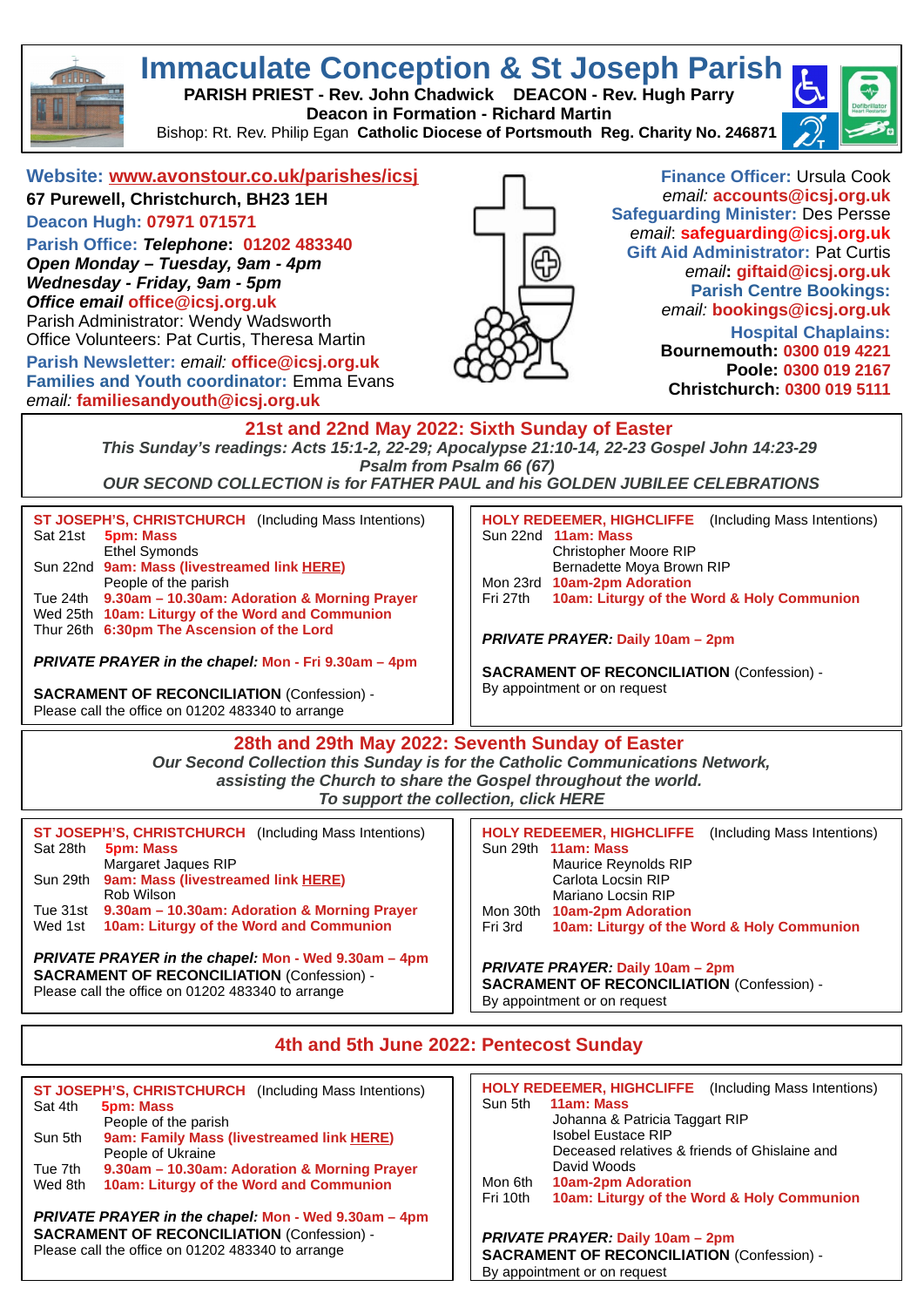# Immaculate Conception & St Joseph Parish

**PARISH PRIEST - Rev. John Chadwick DEACON - Rev. Hugh Parry**
**Deacon in Formation - Richard Martin**
Bishop: Rt. Rev. Philip Egan **Catholic Diocese of Portsmouth Reg. Charity No. 246871**

**Website: www.avonstour.co.uk/parishes/icsj**
**67 Purewell, Christchurch, BH23 1EH**
**Deacon Hugh: 07971 071571**
**Parish Office:** ***Telephone*****: 01202 483340**
***Open Monday – Tuesday, 9am - 4pm***
***Wednesday - Friday, 9am - 5pm***
***Office email*** **office@icsj.org.uk**
Parish Administrator: Wendy Wadsworth
Office Volunteers: Pat Curtis, Theresa Martin
**Parish Newsletter:** *email:* **office@icsj.org.uk**
**Families and Youth coordinator:** Emma Evans
*email:* **familiesandyouth@icsj.org.uk**

**Finance Officer:** Ursula Cook
*email:* **accounts@icsj.org.uk**
**Safeguarding Minister:** Des Persse
*email*: **safeguarding@icsj.org.uk**
**Gift Aid Administrator:** Pat Curtis
*email***: giftaid@icsj.org.uk**
**Parish Centre Bookings:**
*email:* **bookings@icsj.org.uk**
**Hospital Chaplains:**
**Bournemouth: 0300 019 4221**
**Poole: 0300 019 2167**
**Christchurch: 0300 019 5111**

## 21st and 22nd May 2022: Sixth Sunday of Easter

***This Sunday's readings: Acts 15:1-2, 22-29; Apocalypse 21:10-14, 22-23 Gospel John 14:23-29***
***Psalm from Psalm 66 (67)***
***OUR SECOND COLLECTION is for FATHER PAUL and his GOLDEN JUBILEE CELEBRATIONS***

**ST JOSEPH'S, CHRISTCHURCH** (Including Mass Intentions)

Sat 21st **5pm: Mass**
Ethel Symonds
Sun 22nd **9am: Mass (livestreamed link HERE)**
People of the parish
Tue 24th **9.30am – 10.30am: Adoration & Morning Prayer**
Wed 25th **10am: Liturgy of the Word and Communion**
Thur 26th **6:30pm The Ascension of the Lord**

***PRIVATE PRAYER in the chapel:*** **Mon - Fri 9.30am – 4pm**

**SACRAMENT OF RECONCILIATION** (Confession) -
Please call the office on 01202 483340 to arrange

**HOLY REDEEMER, HIGHCLIFFE** (Including Mass Intentions)

Sun 22nd **11am: Mass**
Christopher Moore RIP
Bernadette Moya Brown RIP
Mon 23rd **10am-2pm Adoration**
Fri 27th **10am: Liturgy of the Word & Holy Communion**

***PRIVATE PRAYER:*** **Daily 10am – 2pm**

**SACRAMENT OF RECONCILIATION** (Confession) -
By appointment or on request

## 28th and 29th May 2022: Seventh Sunday of Easter

***Our Second Collection this Sunday is for the Catholic Communications Network,***
***assisting the Church to share the Gospel throughout the world.***
***To support the collection, click HERE***

**ST JOSEPH'S, CHRISTCHURCH** (Including Mass Intentions)

Sat 28th **5pm: Mass**
Margaret Jaques RIP
Sun 29th **9am: Mass (livestreamed link HERE)**
Rob Wilson
Tue 31st **9.30am – 10.30am: Adoration & Morning Prayer**
Wed 1st **10am: Liturgy of the Word and Communion**

***PRIVATE PRAYER in the chapel:*** **Mon - Wed 9.30am – 4pm**
**SACRAMENT OF RECONCILIATION** (Confession) -
Please call the office on 01202 483340 to arrange

**HOLY REDEEMER, HIGHCLIFFE** (Including Mass Intentions)

Sun 29th **11am: Mass**
Maurice Reynolds RIP
Carlota Locsin RIP
Mariano Locsin RIP
Mon 30th **10am-2pm Adoration**
Fri 3rd **10am: Liturgy of the Word & Holy Communion**

***PRIVATE PRAYER:*** **Daily 10am – 2pm**
**SACRAMENT OF RECONCILIATION** (Confession) -
By appointment or on request

## 4th and 5th June 2022: Pentecost Sunday

**ST JOSEPH'S, CHRISTCHURCH** (Including Mass Intentions)

Sat 4th **5pm: Mass**
People of the parish
Sun 5th **9am: Family Mass (livestreamed link HERE)**
People of Ukraine
Tue 7th **9.30am – 10.30am: Adoration & Morning Prayer**
Wed 8th **10am: Liturgy of the Word and Communion**

***PRIVATE PRAYER in the chapel:*** **Mon - Wed 9.30am – 4pm**
**SACRAMENT OF RECONCILIATION** (Confession) -
Please call the office on 01202 483340 to arrange

**HOLY REDEEMER, HIGHCLIFFE** (Including Mass Intentions)

Sun 5th **11am: Mass**
Johanna & Patricia Taggart RIP
Isobel Eustace RIP
Deceased relatives & friends of Ghislaine and David Woods
Mon 6th **10am-2pm Adoration**
Fri 10th **10am: Liturgy of the Word & Holy Communion**

***PRIVATE PRAYER:*** **Daily 10am – 2pm**
**SACRAMENT OF RECONCILIATION** (Confession) -
By appointment or on request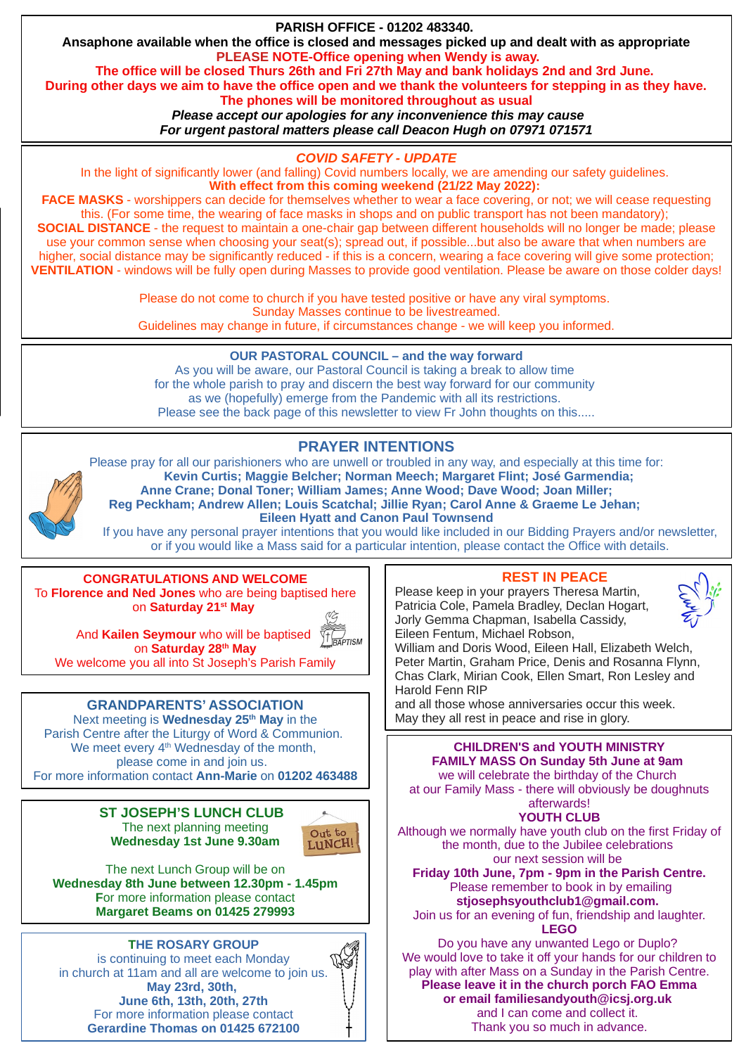**PARISH OFFICE - 01202 483340.**

**Ansaphone available when the office is closed and messages picked up and dealt with as appropriate**

**PLEASE NOTE-Office opening when Wendy is away.**

**The office will be closed Thurs 26th and Fri 27th May and bank holidays 2nd and 3rd June.**

**During other days we aim to have the office open and we thank the volunteers for stepping in as they have.**

**The phones will be monitored throughout as usual**

***Please accept our apologies for any inconvenience this may cause***

***For urgent pastoral matters please call Deacon Hugh on 07971 071571***

## *COVID SAFETY - UPDATE*

In the light of significantly lower (and falling) Covid numbers locally, we are amending our safety guidelines.

**With effect from this coming weekend (21/22 May 2022):**

**FACE MASKS** - worshippers can decide for themselves whether to wear a face covering, or not; we will cease requesting this. (For some time, the wearing of face masks in shops and on public transport has not been mandatory);

**SOCIAL DISTANCE** - the request to maintain a one-chair gap between different households will no longer be made; please use your common sense when choosing your seat(s); spread out, if possible...but also be aware that when numbers are higher, social distance may be significantly reduced - if this is a concern, wearing a face covering will give some protection;

**VENTILATION** - windows will be fully open during Masses to provide good ventilation. Please be aware on those colder days!

Please do not come to church if you have tested positive or have any viral symptoms.
Sunday Masses continue to be livestreamed.
Guidelines may change in future, if circumstances change - we will keep you informed.

## OUR PASTORAL COUNCIL – and the way forward

As you will be aware, our Pastoral Council is taking a break to allow time for the whole parish to pray and discern the best way forward for our community as we (hopefully) emerge from the Pandemic with all its restrictions.
Please see the back page of this newsletter to view Fr John thoughts on this.....

## PRAYER INTENTIONS

Please pray for all our parishioners who are unwell or troubled in any way, and especially at this time for:
**Kevin Curtis; Maggie Belcher; Norman Meech; Margaret Flint; José Garmendia; Anne Crane; Donal Toner; William James; Anne Wood; Dave Wood; Joan Miller; Reg Peckham; Andrew Allen; Louis Scatchal; Jillie Ryan; Carol Anne & Graeme Le Jehan; Eileen Hyatt and Canon Paul Townsend**

If you have any personal prayer intentions that you would like included in our Bidding Prayers and/or newsletter, or if you would like a Mass said for a particular intention, please contact the Office with details.

## CONGRATULATIONS AND WELCOME

To **Florence and Ned Jones** who are being baptised here on **Saturday 21st May**

And **Kailen Seymour** who will be baptised on **Saturday 28th May**

We welcome you all into St Joseph's Parish Family

## GRANDPARENTS' ASSOCIATION

Next meeting is **Wednesday 25th May** in the Parish Centre after the Liturgy of Word & Communion.
We meet every 4th Wednesday of the month, please come in and join us.
For more information contact **Ann-Marie** on **01202 463488**

## ST JOSEPH'S LUNCH CLUB

The next planning meeting
**Wednesday 1st June 9.30am**

The next Lunch Group will be on
**Wednesday 8th June between 12.30pm - 1.45pm**
**F**or more information please contact
**Margaret Beams on 01425 279993**

## THE ROSARY GROUP

is continuing to meet each Monday in church at 11am and all are welcome to join us.
**May 23rd, 30th,**
**June 6th, 13th, 20th, 27th**
For more information please contact
**Gerardine Thomas on 01425 672100**

## REST IN PEACE

Please keep in your prayers Theresa Martin, Patricia Cole, Pamela Bradley, Declan Hogart, Jorly Gemma Chapman, Isabella Cassidy, Eileen Fentum, Michael Robson, William and Doris Wood, Eileen Hall, Elizabeth Welch, Peter Martin, Graham Price, Denis and Rosanna Flynn, Chas Clark, Mirian Cook, Ellen Smart, Ron Lesley and Harold Fenn RIP
and all those whose anniversaries occur this week.
May they all rest in peace and rise in glory.

## CHILDREN'S and YOUTH MINISTRY

**FAMILY MASS On Sunday 5th June at 9am**
we will celebrate the birthday of the Church at our Family Mass - there will obviously be doughnuts afterwards!

**YOUTH CLUB**

Although we normally have youth club on the first Friday of the month, due to the Jubilee celebrations our next session will be
**Friday 10th June, 7pm - 9pm in the Parish Centre.**
Please remember to book in by emailing
**stjosephsyouthclub1@gmail.com.**
Join us for an evening of fun, friendship and laughter.

**LEGO**

Do you have any unwanted Lego or Duplo?
We would love to take it off your hands for our children to play with after Mass on a Sunday in the Parish Centre.
**Please leave it in the church porch FAO Emma or email familiesandyouth@icsj.org.uk**
and I can come and collect it.
Thank you so much in advance.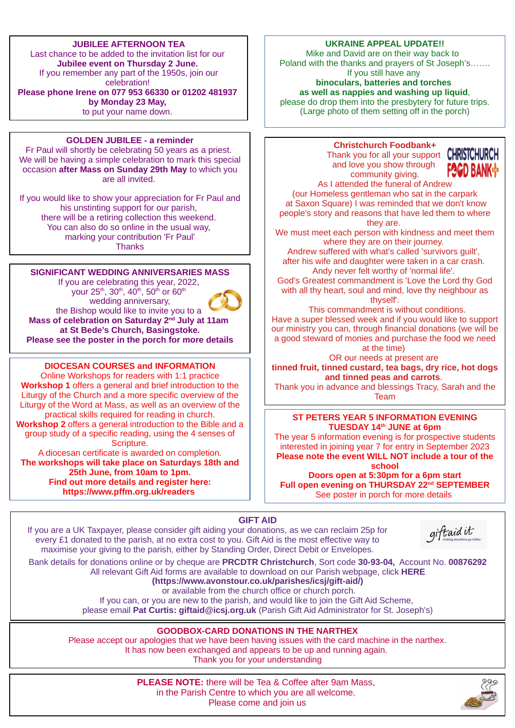**JUBILEE AFTERNOON TEA**

Last chance to be added to the invitation list for our **Jubilee event on Thursday 2 June.**
If you remember any part of the 1950s, join our celebration!
**Please phone Irene on 077 953 66330 or 01202 481937 by Monday 23 May,**
to put your name down.

**GOLDEN JUBILEE - a reminder**

Fr Paul will shortly be celebrating 50 years as a priest. We will be having a simple celebration to mark this special occasion **after Mass on Sunday 29th May** to which you are all invited.

If you would like to show your appreciation for Fr Paul and his unstinting support for our parish,
there will be a retiring collection this weekend.
You can also do so online in the usual way, marking your contribution 'Fr Paul'
Thanks

**SIGNIFICANT WEDDING ANNIVERSARIES MASS**

If you are celebrating this year, 2022,
your 25th, 30th, 40th, 50th or 60th wedding anniversary,
the Bishop would like to invite you to a **Mass of celebration on Saturday 2nd July at 11am at St Bede's Church, Basingstoke.**
**Please see the poster in the porch for more details**

**DIOCESAN COURSES and INFORMATION**

Online Workshops for readers with 1:1 practice
**Workshop 1** offers a general and brief introduction to the Liturgy of the Church and a more specific overview of the Liturgy of the Word at Mass, as well as an overview of the practical skills required for reading in church.
**Workshop 2** offers a general introduction to the Bible and a group study of a specific reading, using the 4 senses of Scripture.
A diocesan certificate is awarded on completion.
**The workshops will take place on Saturdays 18th and 25th June, from 10am to 1pm.**
**Find out more details and register here: https://www.pffm.org.uk/readers**

**UKRAINE APPEAL UPDATE!!**

Mike and David are on their way back to Poland with the thanks and prayers of St Joseph's…….
If you still have any
**binoculars, batteries and torches as well as nappies and washing up liquid**,
please do drop them into the presbytery for future trips.
(Large photo of them setting off in the porch)

**Christchurch Foodbank+**

Thank you for all your support and love you show through community giving.
As I attended the funeral of Andrew (our Homeless gentleman who sat in the carpark at Saxon Square) I was reminded that we don't know people's story and reasons that have led them to where they are.
We must meet each person with kindness and meet them where they are on their journey.
Andrew suffered with what's called 'survivors guilt', after his wife and daughter were taken in a car crash.
Andy never felt worthy of 'normal life'.
God's Greatest commandment is 'Love the Lord thy God with all thy heart, soul and mind, love thy neighbour as thyself'.
This commandment is without conditions.
Have a super blessed week and if you would like to support our ministry you can, through financial donations (we will be a good steward of monies and purchase the food we need at the time)
OR our needs at present are
**tinned fruit, tinned custard, tea bags, dry rice, hot dogs and tinned peas and carrots**.
Thank you in advance and blessings Tracy, Sarah and the Team

**ST PETERS YEAR 5 INFORMATION EVENING**
**TUESDAY 14th JUNE at 6pm**

The year 5 information evening is for prospective students interested in joining year 7 for entry in September 2023
**Please note the event WILL NOT include a tour of the school**
**Doors open at 5:30pm for a 6pm start**
**Full open evening on THURSDAY 22nd SEPTEMBER**
See poster in porch for more details

**GIFT AID**

If you are a UK Taxpayer, please consider gift aiding your donations, as we can reclaim 25p for every £1 donated to the parish, at no extra cost to you. Gift Aid is the most effective way to maximise your giving to the parish, either by Standing Order, Direct Debit or Envelopes.

Bank details for donations online or by cheque are **PRCDTR Christchurch**, Sort code **30-93-04,** Account No. **00876292**
All relevant Gift Aid forms are available to download on our Parish webpage, click **HERE (https://www.avonstour.co.uk/parishes/icsj/gift-aid/)**
or available from the church office or church porch.
If you can, or you are new to the parish, and would like to join the Gift Aid Scheme, please email **Pat Curtis: giftaid@icsj.org.uk** (Parish Gift Aid Administrator for St. Joseph's)

**GOODBOX-CARD DONATIONS IN THE NARTHEX**

Please accept our apologies that we have been having issues with the card machine in the narthex.
It has now been exchanged and appears to be up and running again.
Thank you for your understanding

**PLEASE NOTE:** there will be Tea & Coffee after 9am Mass,
in the Parish Centre to which you are all welcome.
Please come and join us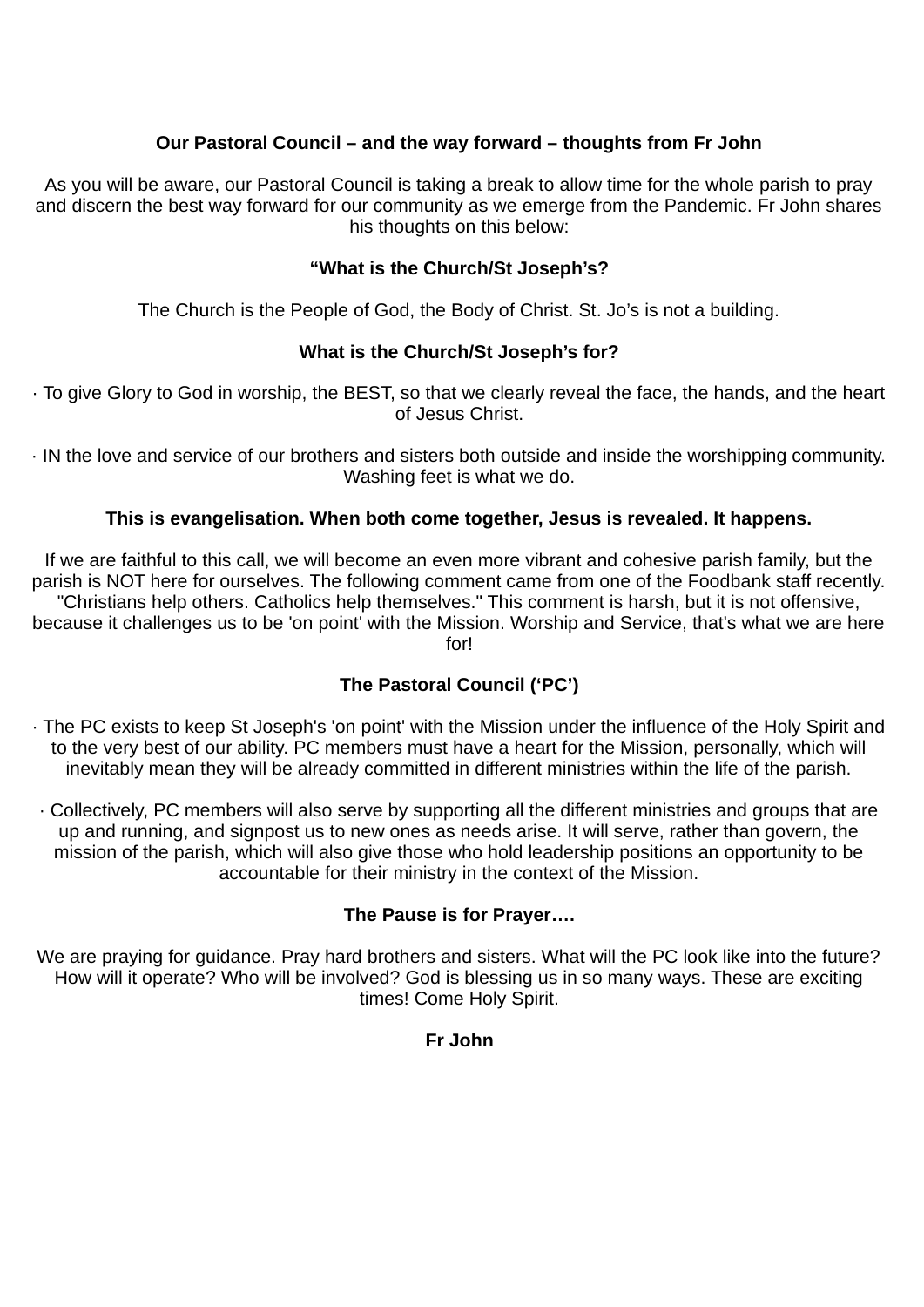**Our Pastoral Council – and the way forward – thoughts from Fr John**

As you will be aware, our Pastoral Council is taking a break to allow time for the whole parish to pray and discern the best way forward for our community as we emerge from the Pandemic. Fr John shares his thoughts on this below:

**“What is the Church/St Joseph’s?**

The Church is the People of God, the Body of Christ. St. Jo’s is not a building.

**What is the Church/St Joseph’s for?**

· To give Glory to God in worship, the BEST, so that we clearly reveal the face, the hands, and the heart of Jesus Christ.

· IN the love and service of our brothers and sisters both outside and inside the worshipping community. Washing feet is what we do.

**This is evangelisation. When both come together, Jesus is revealed. It happens.**

If we are faithful to this call, we will become an even more vibrant and cohesive parish family, but the parish is NOT here for ourselves. The following comment came from one of the Foodbank staff recently. "Christians help others. Catholics help themselves." This comment is harsh, but it is not offensive, because it challenges us to be 'on point' with the Mission. Worship and Service, that's what we are here for!

**The Pastoral Council (‘PC’)**

· The PC exists to keep St Joseph's 'on point' with the Mission under the influence of the Holy Spirit and to the very best of our ability. PC members must have a heart for the Mission, personally, which will inevitably mean they will be already committed in different ministries within the life of the parish.

· Collectively, PC members will also serve by supporting all the different ministries and groups that are up and running, and signpost us to new ones as needs arise. It will serve, rather than govern, the mission of the parish, which will also give those who hold leadership positions an opportunity to be accountable for their ministry in the context of the Mission.

**The Pause is for Prayer….**

We are praying for guidance. Pray hard brothers and sisters. What will the PC look like into the future? How will it operate? Who will be involved? God is blessing us in so many ways. These are exciting times! Come Holy Spirit.

**Fr John**